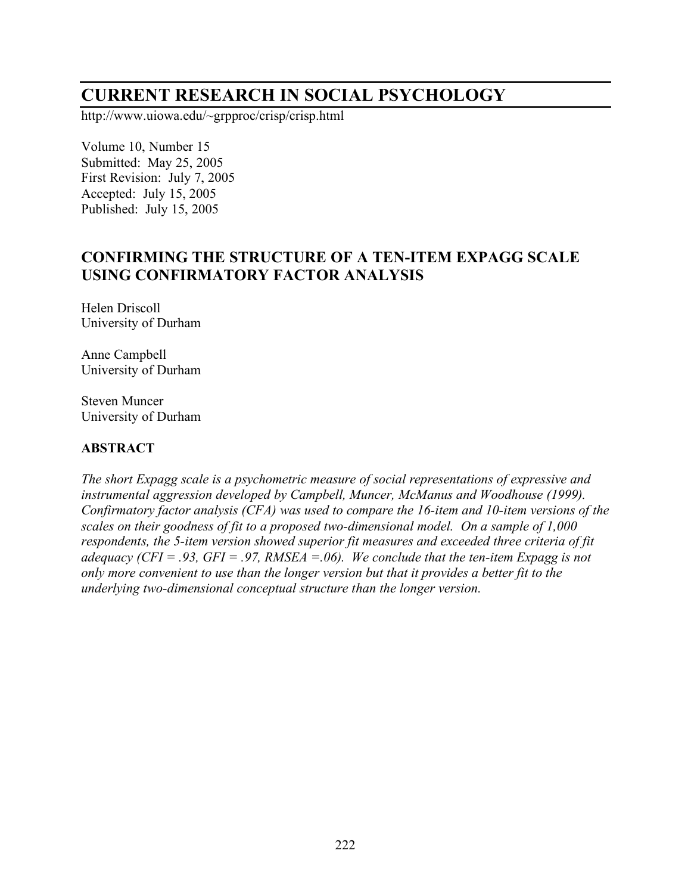# CURRENT RESEARCH IN SOCIAL PSYCHOLOGY

http://www.uiowa.edu/~grpproc/crisp/crisp.html

Volume 10, Number 15
Submitted: May 25, 2005
First Revision: July 7, 2005
Accepted: July 15, 2005
Published: July 15, 2005

## CONFIRMING THE STRUCTURE OF A TEN-ITEM EXPAGG SCALE USING CONFIRMATORY FACTOR ANALYSIS

Helen Driscoll
University of Durham

Anne Campbell
University of Durham

Steven Muncer
University of Durham

### ABSTRACT

*The short Expagg scale is a psychometric measure of social representations of expressive and instrumental aggression developed by Campbell, Muncer, McManus and Woodhouse (1999). Confirmatory factor analysis (CFA) was used to compare the 16-item and 10-item versions of the scales on their goodness of fit to a proposed two-dimensional model. On a sample of 1,000 respondents, the 5-item version showed superior fit measures and exceeded three criteria of fit adequacy (CFI = .93, GFI = .97, RMSEA =.06). We conclude that the ten-item Expagg is not only more convenient to use than the longer version but that it provides a better fit to the underlying two-dimensional conceptual structure than the longer version.*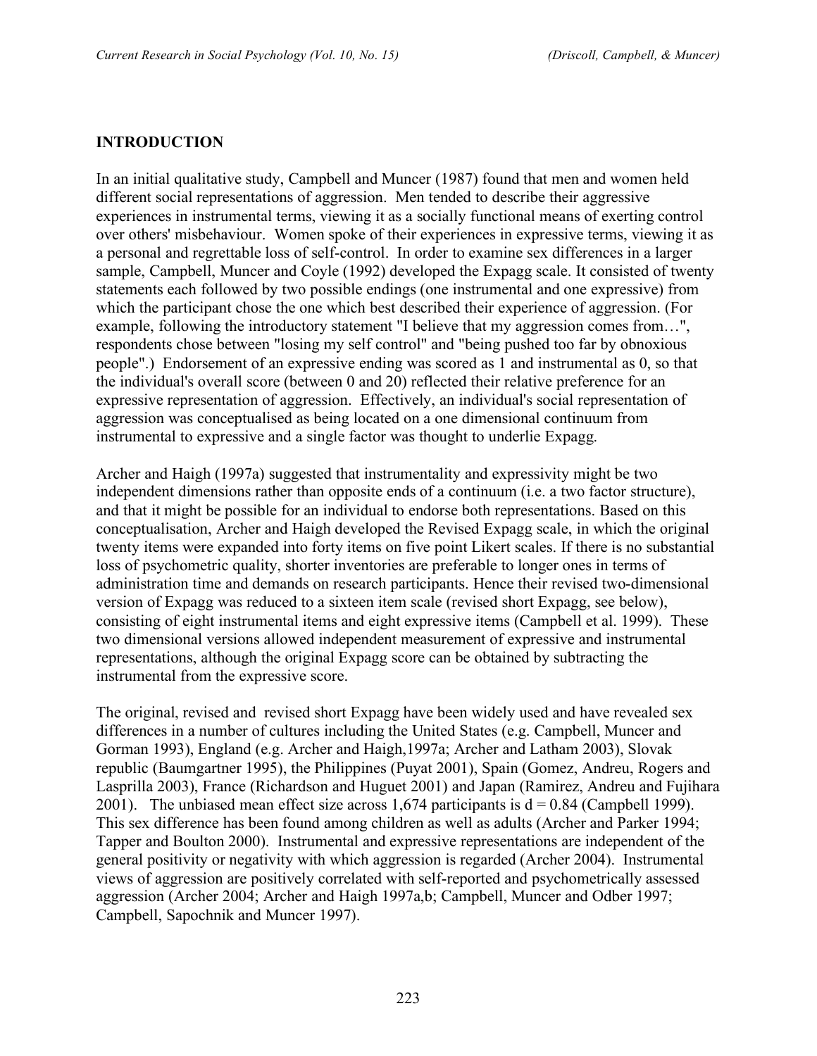## INTRODUCTION

In an initial qualitative study, Campbell and Muncer (1987) found that men and women held different social representations of aggression. Men tended to describe their aggressive experiences in instrumental terms, viewing it as a socially functional means of exerting control over others' misbehaviour. Women spoke of their experiences in expressive terms, viewing it as a personal and regrettable loss of self-control. In order to examine sex differences in a larger sample, Campbell, Muncer and Coyle (1992) developed the Expagg scale. It consisted of twenty statements each followed by two possible endings (one instrumental and one expressive) from which the participant chose the one which best described their experience of aggression. (For example, following the introductory statement "I believe that my aggression comes from…", respondents chose between "losing my self control" and "being pushed too far by obnoxious people".) Endorsement of an expressive ending was scored as 1 and instrumental as 0, so that the individual's overall score (between 0 and 20) reflected their relative preference for an expressive representation of aggression. Effectively, an individual's social representation of aggression was conceptualised as being located on a one dimensional continuum from instrumental to expressive and a single factor was thought to underlie Expagg.

Archer and Haigh (1997a) suggested that instrumentality and expressivity might be two independent dimensions rather than opposite ends of a continuum (i.e. a two factor structure), and that it might be possible for an individual to endorse both representations. Based on this conceptualisation, Archer and Haigh developed the Revised Expagg scale, in which the original twenty items were expanded into forty items on five point Likert scales. If there is no substantial loss of psychometric quality, shorter inventories are preferable to longer ones in terms of administration time and demands on research participants. Hence their revised two-dimensional version of Expagg was reduced to a sixteen item scale (revised short Expagg, see below), consisting of eight instrumental items and eight expressive items (Campbell et al. 1999). These two dimensional versions allowed independent measurement of expressive and instrumental representations, although the original Expagg score can be obtained by subtracting the instrumental from the expressive score.

The original, revised and revised short Expagg have been widely used and have revealed sex differences in a number of cultures including the United States (e.g. Campbell, Muncer and Gorman 1993), England (e.g. Archer and Haigh,1997a; Archer and Latham 2003), Slovak republic (Baumgartner 1995), the Philippines (Puyat 2001), Spain (Gomez, Andreu, Rogers and Lasprilla 2003), France (Richardson and Huguet 2001) and Japan (Ramirez, Andreu and Fujihara 2001). The unbiased mean effect size across 1,674 participants is $d = 0.84$ (Campbell 1999). This sex difference has been found among children as well as adults (Archer and Parker 1994; Tapper and Boulton 2000). Instrumental and expressive representations are independent of the general positivity or negativity with which aggression is regarded (Archer 2004). Instrumental views of aggression are positively correlated with self-reported and psychometrically assessed aggression (Archer 2004; Archer and Haigh 1997a,b; Campbell, Muncer and Odber 1997; Campbell, Sapochnik and Muncer 1997).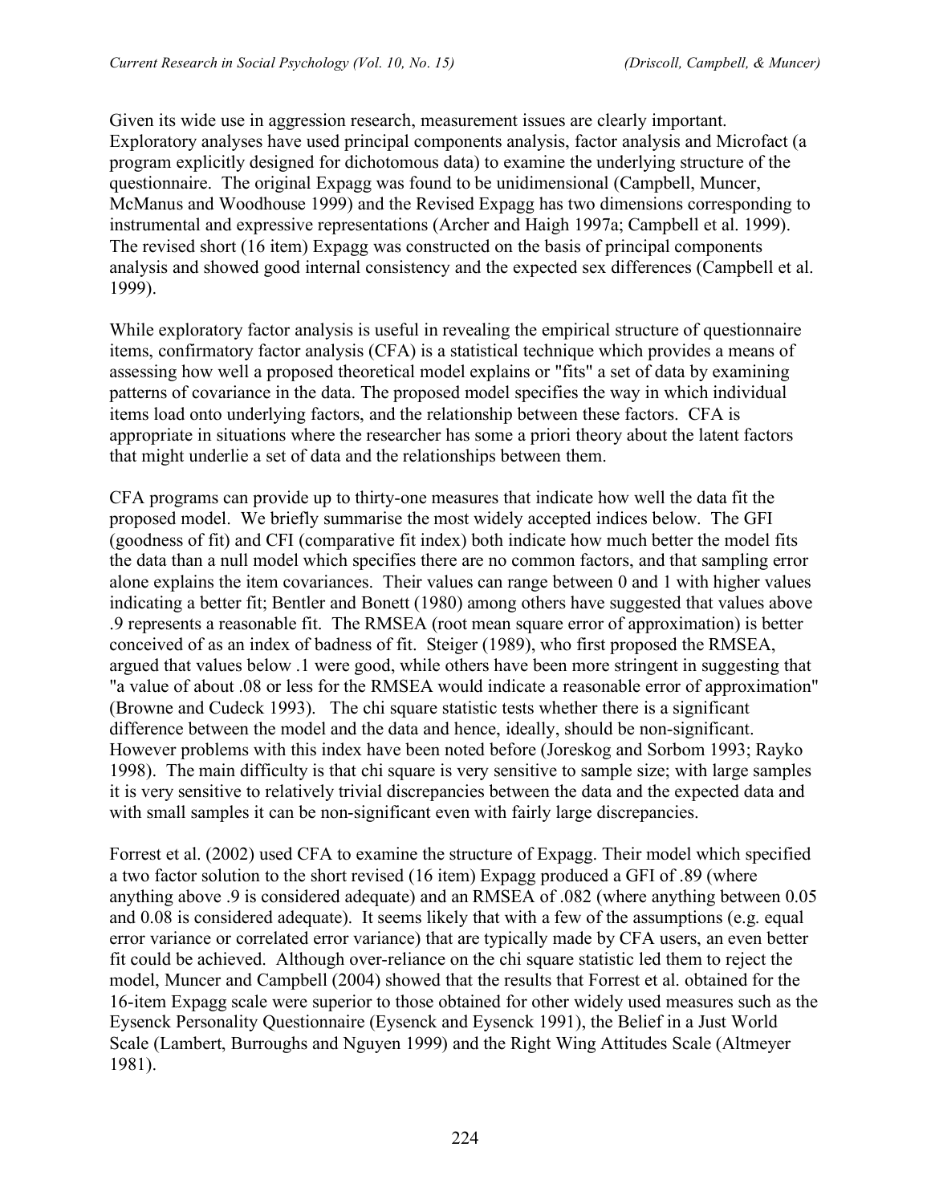Given its wide use in aggression research, measurement issues are clearly important. Exploratory analyses have used principal components analysis, factor analysis and Microfact (a program explicitly designed for dichotomous data) to examine the underlying structure of the questionnaire. The original Expagg was found to be unidimensional (Campbell, Muncer, McManus and Woodhouse 1999) and the Revised Expagg has two dimensions corresponding to instrumental and expressive representations (Archer and Haigh 1997a; Campbell et al. 1999). The revised short (16 item) Expagg was constructed on the basis of principal components analysis and showed good internal consistency and the expected sex differences (Campbell et al. 1999).

While exploratory factor analysis is useful in revealing the empirical structure of questionnaire items, confirmatory factor analysis (CFA) is a statistical technique which provides a means of assessing how well a proposed theoretical model explains or "fits" a set of data by examining patterns of covariance in the data. The proposed model specifies the way in which individual items load onto underlying factors, and the relationship between these factors. CFA is appropriate in situations where the researcher has some a priori theory about the latent factors that might underlie a set of data and the relationships between them.

CFA programs can provide up to thirty-one measures that indicate how well the data fit the proposed model. We briefly summarise the most widely accepted indices below. The GFI (goodness of fit) and CFI (comparative fit index) both indicate how much better the model fits the data than a null model which specifies there are no common factors, and that sampling error alone explains the item covariances. Their values can range between 0 and 1 with higher values indicating a better fit; Bentler and Bonett (1980) among others have suggested that values above .9 represents a reasonable fit. The RMSEA (root mean square error of approximation) is better conceived of as an index of badness of fit. Steiger (1989), who first proposed the RMSEA, argued that values below .1 were good, while others have been more stringent in suggesting that "a value of about .08 or less for the RMSEA would indicate a reasonable error of approximation" (Browne and Cudeck 1993). The chi square statistic tests whether there is a significant difference between the model and the data and hence, ideally, should be non-significant. However problems with this index have been noted before (Joreskog and Sorbom 1993; Rayko 1998). The main difficulty is that chi square is very sensitive to sample size; with large samples it is very sensitive to relatively trivial discrepancies between the data and the expected data and with small samples it can be non-significant even with fairly large discrepancies.

Forrest et al. (2002) used CFA to examine the structure of Expagg. Their model which specified a two factor solution to the short revised (16 item) Expagg produced a GFI of .89 (where anything above .9 is considered adequate) and an RMSEA of .082 (where anything between 0.05 and 0.08 is considered adequate). It seems likely that with a few of the assumptions (e.g. equal error variance or correlated error variance) that are typically made by CFA users, an even better fit could be achieved. Although over-reliance on the chi square statistic led them to reject the model, Muncer and Campbell (2004) showed that the results that Forrest et al. obtained for the 16-item Expagg scale were superior to those obtained for other widely used measures such as the Eysenck Personality Questionnaire (Eysenck and Eysenck 1991), the Belief in a Just World Scale (Lambert, Burroughs and Nguyen 1999) and the Right Wing Attitudes Scale (Altmeyer 1981).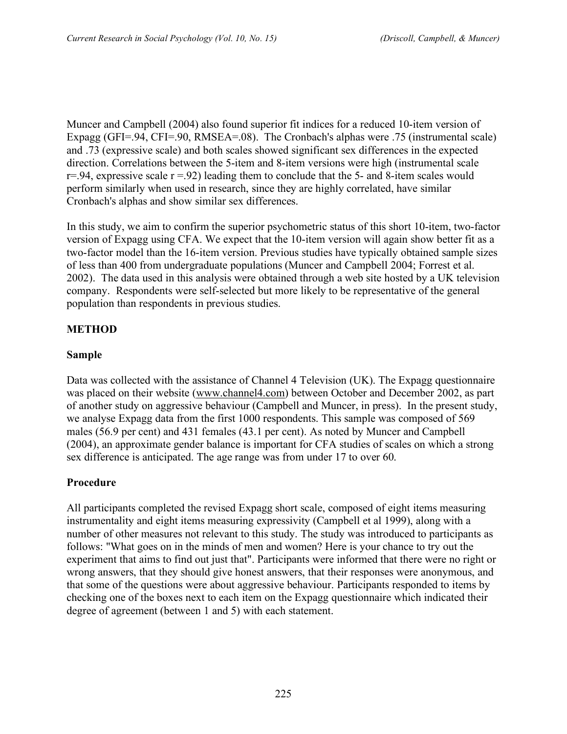Muncer and Campbell (2004) also found superior fit indices for a reduced 10-item version of Expagg (GFI=.94, CFI=.90, RMSEA=.08). The Cronbach's alphas were .75 (instrumental scale) and .73 (expressive scale) and both scales showed significant sex differences in the expected direction. Correlations between the 5-item and 8-item versions were high (instrumental scale r=.94, expressive scale r =.92) leading them to conclude that the 5- and 8-item scales would perform similarly when used in research, since they are highly correlated, have similar Cronbach's alphas and show similar sex differences.

In this study, we aim to confirm the superior psychometric status of this short 10-item, two-factor version of Expagg using CFA. We expect that the 10-item version will again show better fit as a two-factor model than the 16-item version. Previous studies have typically obtained sample sizes of less than 400 from undergraduate populations (Muncer and Campbell 2004; Forrest et al. 2002). The data used in this analysis were obtained through a web site hosted by a UK television company. Respondents were self-selected but more likely to be representative of the general population than respondents in previous studies.

## METHOD

### Sample

Data was collected with the assistance of Channel 4 Television (UK). The Expagg questionnaire was placed on their website (www.channel4.com) between October and December 2002, as part of another study on aggressive behaviour (Campbell and Muncer, in press). In the present study, we analyse Expagg data from the first 1000 respondents. This sample was composed of 569 males (56.9 per cent) and 431 females (43.1 per cent). As noted by Muncer and Campbell (2004), an approximate gender balance is important for CFA studies of scales on which a strong sex difference is anticipated. The age range was from under 17 to over 60.

### Procedure

All participants completed the revised Expagg short scale, composed of eight items measuring instrumentality and eight items measuring expressivity (Campbell et al 1999), along with a number of other measures not relevant to this study. The study was introduced to participants as follows: "What goes on in the minds of men and women? Here is your chance to try out the experiment that aims to find out just that". Participants were informed that there were no right or wrong answers, that they should give honest answers, that their responses were anonymous, and that some of the questions were about aggressive behaviour. Participants responded to items by checking one of the boxes next to each item on the Expagg questionnaire which indicated their degree of agreement (between 1 and 5) with each statement.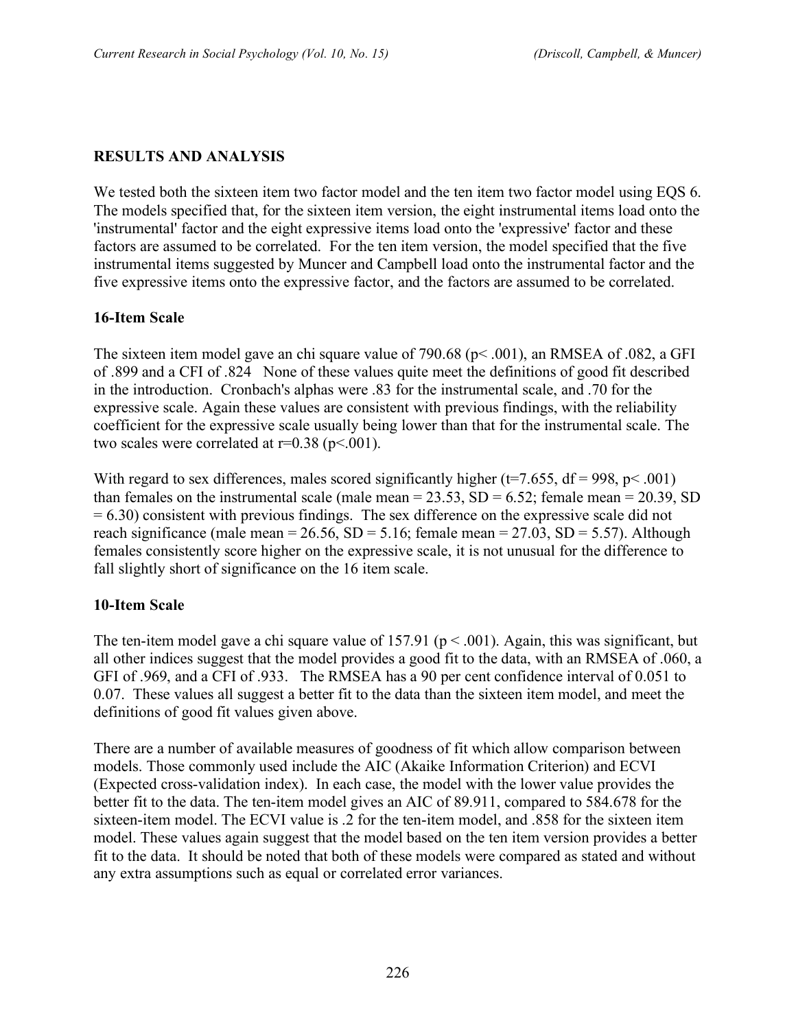## RESULTS AND ANALYSIS

We tested both the sixteen item two factor model and the ten item two factor model using EQS 6. The models specified that, for the sixteen item version, the eight instrumental items load onto the 'instrumental' factor and the eight expressive items load onto the 'expressive' factor and these factors are assumed to be correlated. For the ten item version, the model specified that the five instrumental items suggested by Muncer and Campbell load onto the instrumental factor and the five expressive items onto the expressive factor, and the factors are assumed to be correlated.

### 16-Item Scale

The sixteen item model gave an chi square value of 790.68 ($p < .001$), an RMSEA of .082, a GFI of .899 and a CFI of .824 None of these values quite meet the definitions of good fit described in the introduction. Cronbach's alphas were .83 for the instrumental scale, and .70 for the expressive scale. Again these values are consistent with previous findings, with the reliability coefficient for the expressive scale usually being lower than that for the instrumental scale. The two scales were correlated at $r=0.38$ ($p<.001$).

With regard to sex differences, males scored significantly higher ($t=7.655$, $df = 998$, $p < .001$) than females on the instrumental scale (male mean = 23.53, SD = 6.52; female mean = 20.39, SD = 6.30) consistent with previous findings. The sex difference on the expressive scale did not reach significance (male mean = 26.56, SD = 5.16; female mean = 27.03, SD = 5.57). Although females consistently score higher on the expressive scale, it is not unusual for the difference to fall slightly short of significance on the 16 item scale.

### 10-Item Scale

The ten-item model gave a chi square value of 157.91 ($p < .001$). Again, this was significant, but all other indices suggest that the model provides a good fit to the data, with an RMSEA of .060, a GFI of .969, and a CFI of .933. The RMSEA has a 90 per cent confidence interval of 0.051 to 0.07. These values all suggest a better fit to the data than the sixteen item model, and meet the definitions of good fit values given above.

There are a number of available measures of goodness of fit which allow comparison between models. Those commonly used include the AIC (Akaike Information Criterion) and ECVI (Expected cross-validation index). In each case, the model with the lower value provides the better fit to the data. The ten-item model gives an AIC of 89.911, compared to 584.678 for the sixteen-item model. The ECVI value is .2 for the ten-item model, and .858 for the sixteen item model. These values again suggest that the model based on the ten item version provides a better fit to the data. It should be noted that both of these models were compared as stated and without any extra assumptions such as equal or correlated error variances.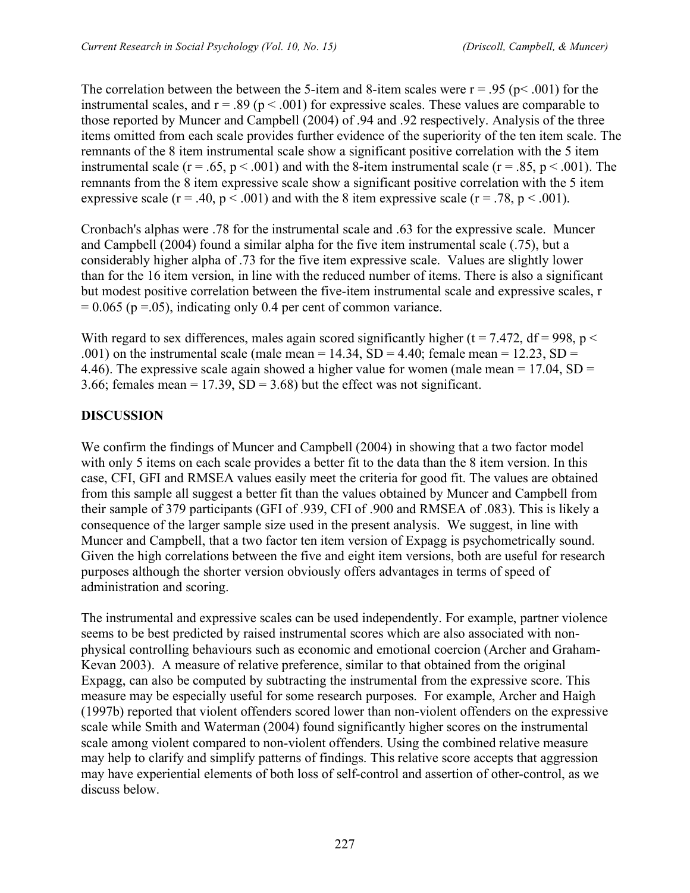The correlation between the between the 5-item and 8-item scales were $r = .95$ ($p < .001$) for the instrumental scales, and $r = .89$ ($p < .001$) for expressive scales. These values are comparable to those reported by Muncer and Campbell (2004) of .94 and .92 respectively. Analysis of the three items omitted from each scale provides further evidence of the superiority of the ten item scale. The remnants of the 8 item instrumental scale show a significant positive correlation with the 5 item instrumental scale ($r = .65$, $p < .001$) and with the 8-item instrumental scale ($r = .85$, $p < .001$). The remnants from the 8 item expressive scale show a significant positive correlation with the 5 item expressive scale ($r = .40$, $p < .001$) and with the 8 item expressive scale ($r = .78$, $p < .001$).

Cronbach's alphas were .78 for the instrumental scale and .63 for the expressive scale. Muncer and Campbell (2004) found a similar alpha for the five item instrumental scale (.75), but a considerably higher alpha of .73 for the five item expressive scale. Values are slightly lower than for the 16 item version, in line with the reduced number of items. There is also a significant but modest positive correlation between the five-item instrumental scale and expressive scales, $r = 0.065$ ($p = .05$), indicating only 0.4 per cent of common variance.

With regard to sex differences, males again scored significantly higher ($t = 7.472$, $df = 998$, $p < .001$) on the instrumental scale (male mean = 14.34, SD = 4.40; female mean = 12.23, SD = 4.46). The expressive scale again showed a higher value for women (male mean = 17.04, SD = 3.66; females mean = 17.39, SD = 3.68) but the effect was not significant.

## DISCUSSION

We confirm the findings of Muncer and Campbell (2004) in showing that a two factor model with only 5 items on each scale provides a better fit to the data than the 8 item version. In this case, CFI, GFI and RMSEA values easily meet the criteria for good fit. The values are obtained from this sample all suggest a better fit than the values obtained by Muncer and Campbell from their sample of 379 participants (GFI of .939, CFI of .900 and RMSEA of .083). This is likely a consequence of the larger sample size used in the present analysis. We suggest, in line with Muncer and Campbell, that a two factor ten item version of Expagg is psychometrically sound. Given the high correlations between the five and eight item versions, both are useful for research purposes although the shorter version obviously offers advantages in terms of speed of administration and scoring.

The instrumental and expressive scales can be used independently. For example, partner violence seems to be best predicted by raised instrumental scores which are also associated with non-physical controlling behaviours such as economic and emotional coercion (Archer and Graham-Kevan 2003). A measure of relative preference, similar to that obtained from the original Expagg, can also be computed by subtracting the instrumental from the expressive score. This measure may be especially useful for some research purposes. For example, Archer and Haigh (1997b) reported that violent offenders scored lower than non-violent offenders on the expressive scale while Smith and Waterman (2004) found significantly higher scores on the instrumental scale among violent compared to non-violent offenders. Using the combined relative measure may help to clarify and simplify patterns of findings. This relative score accepts that aggression may have experiential elements of both loss of self-control and assertion of other-control, as we discuss below.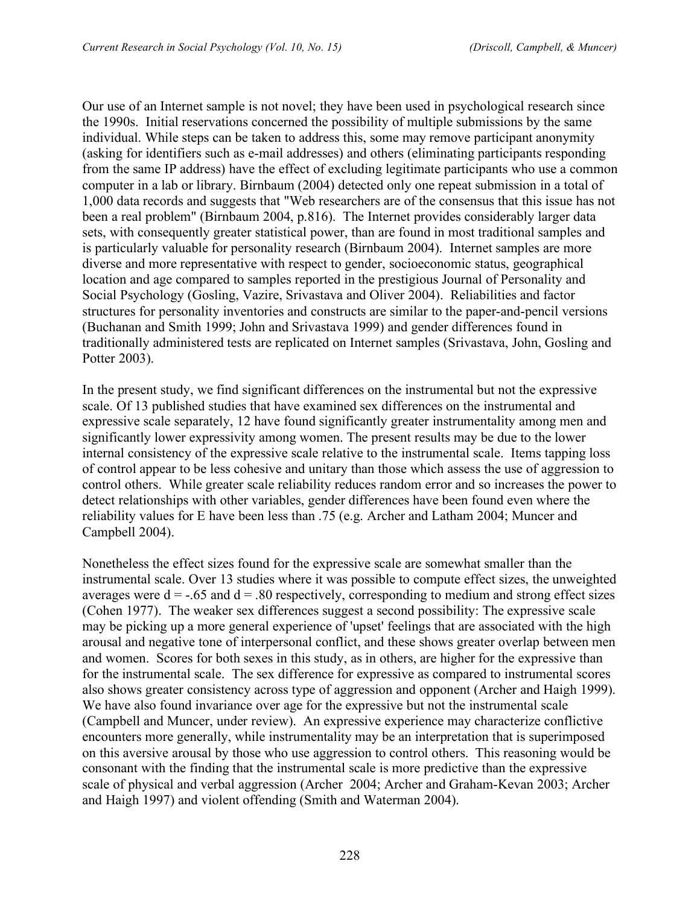Our use of an Internet sample is not novel; they have been used in psychological research since the 1990s. Initial reservations concerned the possibility of multiple submissions by the same individual. While steps can be taken to address this, some may remove participant anonymity (asking for identifiers such as e-mail addresses) and others (eliminating participants responding from the same IP address) have the effect of excluding legitimate participants who use a common computer in a lab or library. Birnbaum (2004) detected only one repeat submission in a total of 1,000 data records and suggests that "Web researchers are of the consensus that this issue has not been a real problem" (Birnbaum 2004, p.816). The Internet provides considerably larger data sets, with consequently greater statistical power, than are found in most traditional samples and is particularly valuable for personality research (Birnbaum 2004). Internet samples are more diverse and more representative with respect to gender, socioeconomic status, geographical location and age compared to samples reported in the prestigious Journal of Personality and Social Psychology (Gosling, Vazire, Srivastava and Oliver 2004). Reliabilities and factor structures for personality inventories and constructs are similar to the paper-and-pencil versions (Buchanan and Smith 1999; John and Srivastava 1999) and gender differences found in traditionally administered tests are replicated on Internet samples (Srivastava, John, Gosling and Potter 2003).

In the present study, we find significant differences on the instrumental but not the expressive scale. Of 13 published studies that have examined sex differences on the instrumental and expressive scale separately, 12 have found significantly greater instrumentality among men and significantly lower expressivity among women. The present results may be due to the lower internal consistency of the expressive scale relative to the instrumental scale. Items tapping loss of control appear to be less cohesive and unitary than those which assess the use of aggression to control others. While greater scale reliability reduces random error and so increases the power to detect relationships with other variables, gender differences have been found even where the reliability values for E have been less than .75 (e.g. Archer and Latham 2004; Muncer and Campbell 2004).

Nonetheless the effect sizes found for the expressive scale are somewhat smaller than the instrumental scale. Over 13 studies where it was possible to compute effect sizes, the unweighted averages were $d = -.65$ and $d = .80$ respectively, corresponding to medium and strong effect sizes (Cohen 1977). The weaker sex differences suggest a second possibility: The expressive scale may be picking up a more general experience of 'upset' feelings that are associated with the high arousal and negative tone of interpersonal conflict, and these shows greater overlap between men and women. Scores for both sexes in this study, as in others, are higher for the expressive than for the instrumental scale. The sex difference for expressive as compared to instrumental scores also shows greater consistency across type of aggression and opponent (Archer and Haigh 1999). We have also found invariance over age for the expressive but not the instrumental scale (Campbell and Muncer, under review). An expressive experience may characterize conflictive encounters more generally, while instrumentality may be an interpretation that is superimposed on this aversive arousal by those who use aggression to control others. This reasoning would be consonant with the finding that the instrumental scale is more predictive than the expressive scale of physical and verbal aggression (Archer 2004; Archer and Graham-Kevan 2003; Archer and Haigh 1997) and violent offending (Smith and Waterman 2004).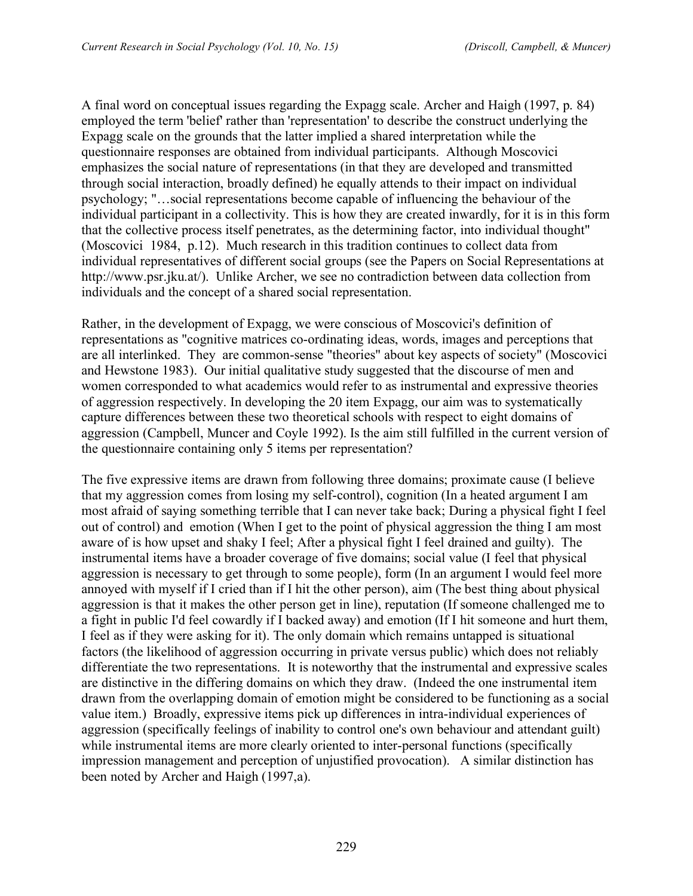A final word on conceptual issues regarding the Expagg scale. Archer and Haigh (1997, p. 84) employed the term 'belief' rather than 'representation' to describe the construct underlying the Expagg scale on the grounds that the latter implied a shared interpretation while the questionnaire responses are obtained from individual participants. Although Moscovici emphasizes the social nature of representations (in that they are developed and transmitted through social interaction, broadly defined) he equally attends to their impact on individual psychology; "…social representations become capable of influencing the behaviour of the individual participant in a collectivity. This is how they are created inwardly, for it is in this form that the collective process itself penetrates, as the determining factor, into individual thought" (Moscovici 1984, p.12). Much research in this tradition continues to collect data from individual representatives of different social groups (see the Papers on Social Representations at http://www.psr.jku.at/). Unlike Archer, we see no contradiction between data collection from individuals and the concept of a shared social representation.

Rather, in the development of Expagg, we were conscious of Moscovici's definition of representations as "cognitive matrices co-ordinating ideas, words, images and perceptions that are all interlinked. They are common-sense "theories" about key aspects of society" (Moscovici and Hewstone 1983). Our initial qualitative study suggested that the discourse of men and women corresponded to what academics would refer to as instrumental and expressive theories of aggression respectively. In developing the 20 item Expagg, our aim was to systematically capture differences between these two theoretical schools with respect to eight domains of aggression (Campbell, Muncer and Coyle 1992). Is the aim still fulfilled in the current version of the questionnaire containing only 5 items per representation?

The five expressive items are drawn from following three domains; proximate cause (I believe that my aggression comes from losing my self-control), cognition (In a heated argument I am most afraid of saying something terrible that I can never take back; During a physical fight I feel out of control) and emotion (When I get to the point of physical aggression the thing I am most aware of is how upset and shaky I feel; After a physical fight I feel drained and guilty). The instrumental items have a broader coverage of five domains; social value (I feel that physical aggression is necessary to get through to some people), form (In an argument I would feel more annoyed with myself if I cried than if I hit the other person), aim (The best thing about physical aggression is that it makes the other person get in line), reputation (If someone challenged me to a fight in public I'd feel cowardly if I backed away) and emotion (If I hit someone and hurt them, I feel as if they were asking for it). The only domain which remains untapped is situational factors (the likelihood of aggression occurring in private versus public) which does not reliably differentiate the two representations. It is noteworthy that the instrumental and expressive scales are distinctive in the differing domains on which they draw. (Indeed the one instrumental item drawn from the overlapping domain of emotion might be considered to be functioning as a social value item.) Broadly, expressive items pick up differences in intra-individual experiences of aggression (specifically feelings of inability to control one's own behaviour and attendant guilt) while instrumental items are more clearly oriented to inter-personal functions (specifically impression management and perception of unjustified provocation). A similar distinction has been noted by Archer and Haigh (1997,a).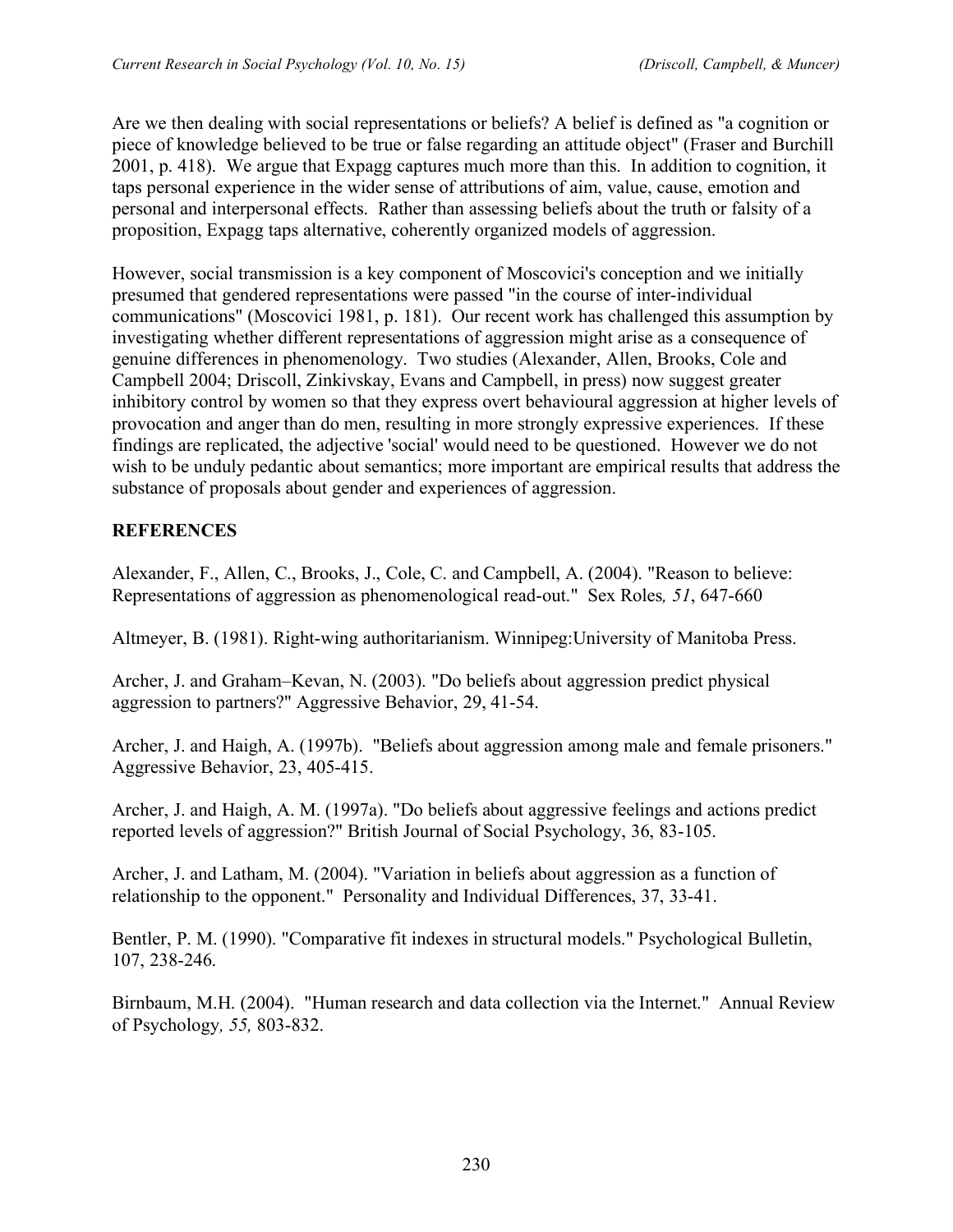Are we then dealing with social representations or beliefs? A belief is defined as "a cognition or piece of knowledge believed to be true or false regarding an attitude object" (Fraser and Burchill 2001, p. 418). We argue that Expagg captures much more than this. In addition to cognition, it taps personal experience in the wider sense of attributions of aim, value, cause, emotion and personal and interpersonal effects. Rather than assessing beliefs about the truth or falsity of a proposition, Expagg taps alternative, coherently organized models of aggression.

However, social transmission is a key component of Moscovici's conception and we initially presumed that gendered representations were passed "in the course of inter-individual communications" (Moscovici 1981, p. 181). Our recent work has challenged this assumption by investigating whether different representations of aggression might arise as a consequence of genuine differences in phenomenology. Two studies (Alexander, Allen, Brooks, Cole and Campbell 2004; Driscoll, Zinkivskay, Evans and Campbell, in press) now suggest greater inhibitory control by women so that they express overt behavioural aggression at higher levels of provocation and anger than do men, resulting in more strongly expressive experiences. If these findings are replicated, the adjective 'social' would need to be questioned. However we do not wish to be unduly pedantic about semantics; more important are empirical results that address the substance of proposals about gender and experiences of aggression.

## REFERENCES

Alexander, F., Allen, C., Brooks, J., Cole, C. and Campbell, A. (2004). "Reason to believe: Representations of aggression as phenomenological read-out." Sex Roles*, 51*, 647-660

Altmeyer, B. (1981). Right-wing authoritarianism. Winnipeg:University of Manitoba Press.

Archer, J. and Graham–Kevan, N. (2003). "Do beliefs about aggression predict physical aggression to partners?" Aggressive Behavior, 29, 41-54.

Archer, J. and Haigh, A. (1997b). "Beliefs about aggression among male and female prisoners." Aggressive Behavior, 23, 405-415.

Archer, J. and Haigh, A. M. (1997a). "Do beliefs about aggressive feelings and actions predict reported levels of aggression?" British Journal of Social Psychology, 36, 83-105.

Archer, J. and Latham, M. (2004). "Variation in beliefs about aggression as a function of relationship to the opponent." Personality and Individual Differences, 37, 33-41.

Bentler, P. M. (1990). "Comparative fit indexes in structural models." Psychological Bulletin, 107, 238-246.

Birnbaum, M.H. (2004). "Human research and data collection via the Internet." Annual Review of Psychology*, 55,* 803-832.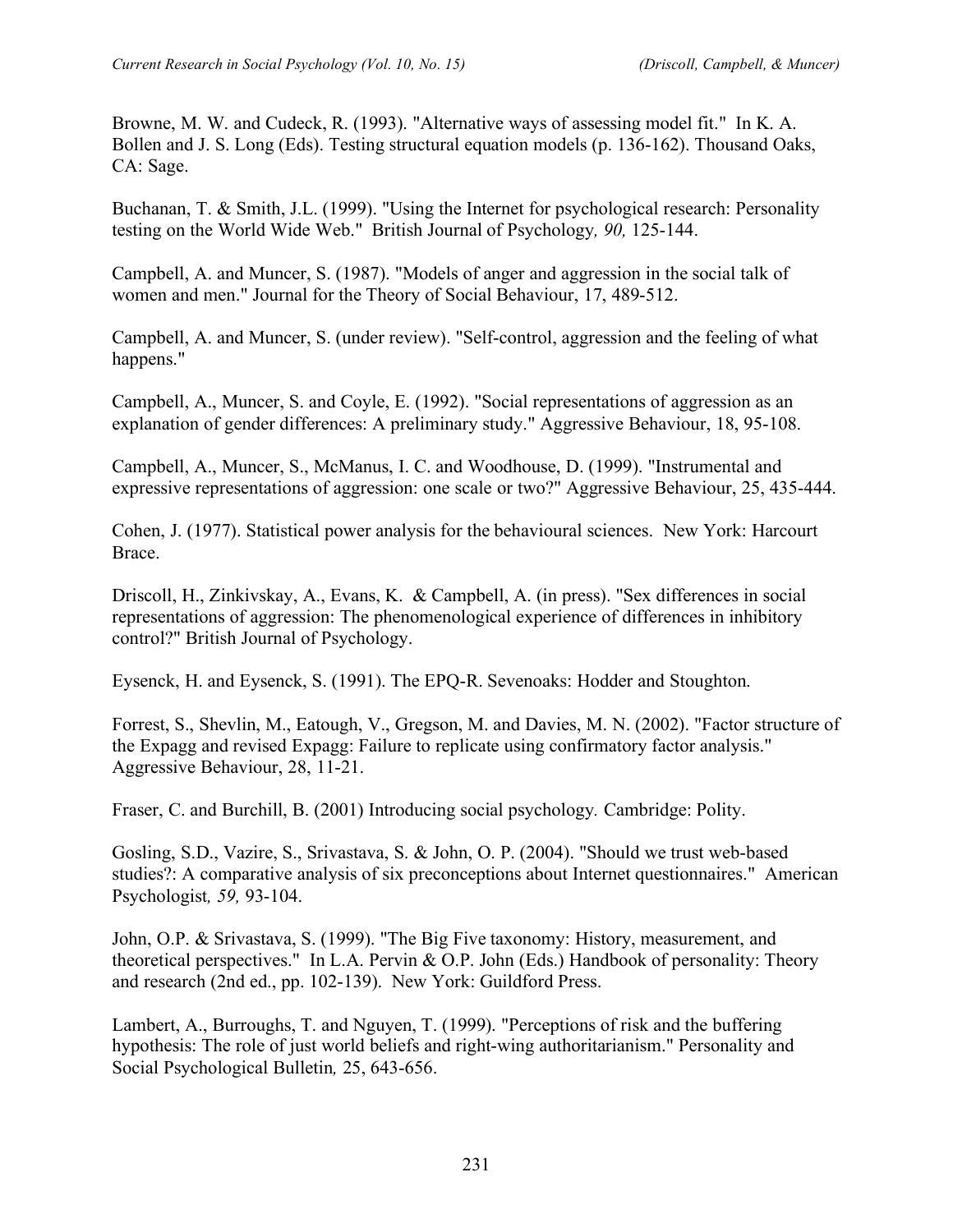Browne, M. W. and Cudeck, R. (1993). "Alternative ways of assessing model fit." In K. A. Bollen and J. S. Long (Eds). Testing structural equation models (p. 136-162). Thousand Oaks, CA: Sage.

Buchanan, T. & Smith, J.L. (1999). "Using the Internet for psychological research: Personality testing on the World Wide Web." British Journal of Psychology*, 90,* 125-144.

Campbell, A. and Muncer, S. (1987). "Models of anger and aggression in the social talk of women and men." Journal for the Theory of Social Behaviour, 17, 489-512.

Campbell, A. and Muncer, S. (under review). "Self-control, aggression and the feeling of what happens."

Campbell, A., Muncer, S. and Coyle, E. (1992). "Social representations of aggression as an explanation of gender differences: A preliminary study." Aggressive Behaviour, 18, 95-108.

Campbell, A., Muncer, S., McManus, I. C. and Woodhouse, D. (1999). "Instrumental and expressive representations of aggression: one scale or two?" Aggressive Behaviour, 25, 435-444.

Cohen, J. (1977). Statistical power analysis for the behavioural sciences. New York: Harcourt Brace.

Driscoll, H., Zinkivskay, A., Evans, K. & Campbell, A. (in press). "Sex differences in social representations of aggression: The phenomenological experience of differences in inhibitory control?" British Journal of Psychology.

Eysenck, H. and Eysenck, S. (1991). The EPQ-R. Sevenoaks: Hodder and Stoughton.

Forrest, S., Shevlin, M., Eatough, V., Gregson, M. and Davies, M. N. (2002). "Factor structure of the Expagg and revised Expagg: Failure to replicate using confirmatory factor analysis." Aggressive Behaviour, 28, 11-21.

Fraser, C. and Burchill, B. (2001) Introducing social psychology*.* Cambridge: Polity.

Gosling, S.D., Vazire, S., Srivastava, S. & John, O. P. (2004). "Should we trust web-based studies?: A comparative analysis of six preconceptions about Internet questionnaires." American Psychologist*, 59,* 93-104.

John, O.P. & Srivastava, S. (1999). "The Big Five taxonomy: History, measurement, and theoretical perspectives." In L.A. Pervin & O.P. John (Eds.) Handbook of personality: Theory and research (2nd ed., pp. 102-139). New York: Guildford Press.

Lambert, A., Burroughs, T. and Nguyen, T. (1999). "Perceptions of risk and the buffering hypothesis: The role of just world beliefs and right-wing authoritarianism." Personality and Social Psychological Bulletin*,* 25, 643-656.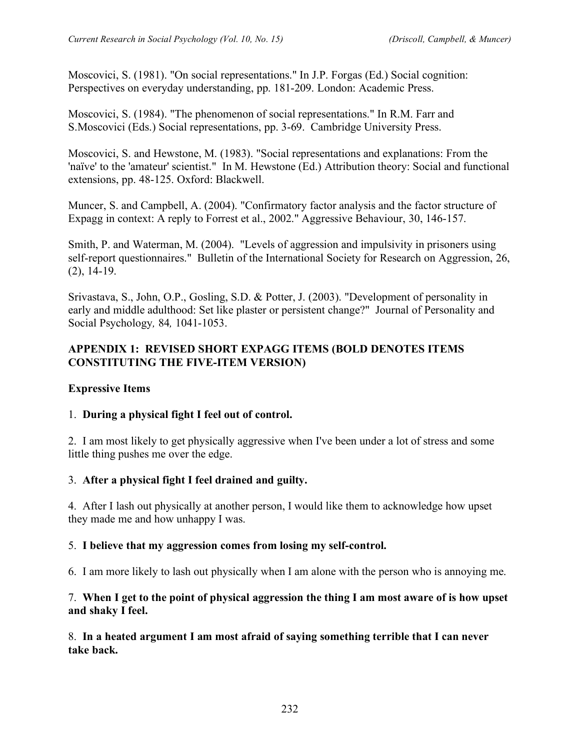Moscovici, S. (1981). "On social representations." In J.P. Forgas (Ed.) Social cognition: Perspectives on everyday understanding, pp. 181-209. London: Academic Press.

Moscovici, S. (1984). "The phenomenon of social representations." In R.M. Farr and S.Moscovici (Eds.) Social representations, pp. 3-69. Cambridge University Press.

Moscovici, S. and Hewstone, M. (1983). "Social representations and explanations: From the 'naïve' to the 'amateur' scientist." In M. Hewstone (Ed.) Attribution theory: Social and functional extensions, pp. 48-125. Oxford: Blackwell.

Muncer, S. and Campbell, A. (2004). "Confirmatory factor analysis and the factor structure of Expagg in context: A reply to Forrest et al., 2002." Aggressive Behaviour, 30, 146-157.

Smith, P. and Waterman, M. (2004). "Levels of aggression and impulsivity in prisoners using self-report questionnaires." Bulletin of the International Society for Research on Aggression, 26, (2), 14-19.

Srivastava, S., John, O.P., Gosling, S.D. & Potter, J. (2003). "Development of personality in early and middle adulthood: Set like plaster or persistent change?" Journal of Personality and Social Psychology*, 84,* 1041-1053.

## APPENDIX 1: REVISED SHORT EXPAGG ITEMS (BOLD DENOTES ITEMS CONSTITUTING THE FIVE-ITEM VERSION)

### Expressive Items

1. **During a physical fight I feel out of control.**

2. I am most likely to get physically aggressive when I've been under a lot of stress and some little thing pushes me over the edge.

3. **After a physical fight I feel drained and guilty.**

4. After I lash out physically at another person, I would like them to acknowledge how upset they made me and how unhappy I was.

5. **I believe that my aggression comes from losing my self-control.**

6. I am more likely to lash out physically when I am alone with the person who is annoying me.

7. **When I get to the point of physical aggression the thing I am most aware of is how upset and shaky I feel.**

8. **In a heated argument I am most afraid of saying something terrible that I can never take back.**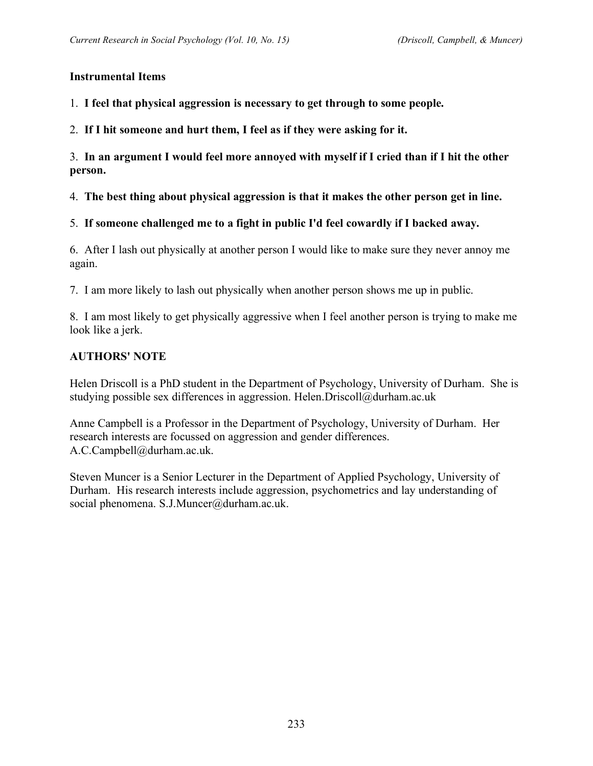**Instrumental Items**

1. **I feel that physical aggression is necessary to get through to some people.**

2. **If I hit someone and hurt them, I feel as if they were asking for it.**

3. **In an argument I would feel more annoyed with myself if I cried than if I hit the other person.**

4. **The best thing about physical aggression is that it makes the other person get in line.**

5. **If someone challenged me to a fight in public I'd feel cowardly if I backed away.**

6. After I lash out physically at another person I would like to make sure they never annoy me again.

7. I am more likely to lash out physically when another person shows me up in public.

8. I am most likely to get physically aggressive when I feel another person is trying to make me look like a jerk.

## AUTHORS' NOTE

Helen Driscoll is a PhD student in the Department of Psychology, University of Durham. She is studying possible sex differences in aggression. Helen.Driscoll@durham.ac.uk

Anne Campbell is a Professor in the Department of Psychology, University of Durham. Her research interests are focussed on aggression and gender differences. A.C.Campbell@durham.ac.uk.

Steven Muncer is a Senior Lecturer in the Department of Applied Psychology, University of Durham. His research interests include aggression, psychometrics and lay understanding of social phenomena. S.J.Muncer@durham.ac.uk.